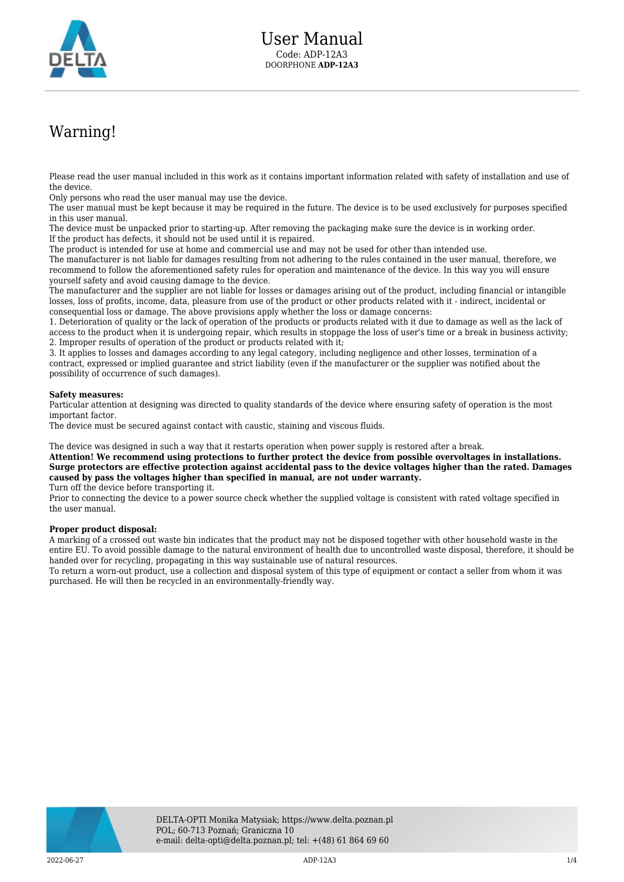# User Manual

Code: ADP-12A3
DOORPHONE **ADP-12A3**

# Warning!

Please read the user manual included in this work as it contains important information related with safety of installation and use of the device.
Only persons who read the user manual may use the device.
The user manual must be kept because it may be required in the future. The device is to be used exclusively for purposes specified in this user manual.
The device must be unpacked prior to starting-up. After removing the packaging make sure the device is in working order.
If the product has defects, it should not be used until it is repaired.
The product is intended for use at home and commercial use and may not be used for other than intended use.
The manufacturer is not liable for damages resulting from not adhering to the rules contained in the user manual, therefore, we recommend to follow the aforementioned safety rules for operation and maintenance of the device. In this way you will ensure yourself safety and avoid causing damage to the device.
The manufacturer and the supplier are not liable for losses or damages arising out of the product, including financial or intangible losses, loss of profits, income, data, pleasure from use of the product or other products related with it - indirect, incidental or consequential loss or damage. The above provisions apply whether the loss or damage concerns:
1. Deterioration of quality or the lack of operation of the products or products related with it due to damage as well as the lack of access to the product when it is undergoing repair, which results in stoppage the loss of user's time or a break in business activity;
2. Improper results of operation of the product or products related with it;
3. It applies to losses and damages according to any legal category, including negligence and other losses, termination of a contract, expressed or implied guarantee and strict liability (even if the manufacturer or the supplier was notified about the possibility of occurrence of such damages).

**Safety measures:**
Particular attention at designing was directed to quality standards of the device where ensuring safety of operation is the most important factor.
The device must be secured against contact with caustic, staining and viscous fluids.

The device was designed in such a way that it restarts operation when power supply is restored after a break.
**Attention! We recommend using protections to further protect the device from possible overvoltages in installations. Surge protectors are effective protection against accidental pass to the device voltages higher than the rated. Damages caused by pass the voltages higher than specified in manual, are not under warranty.**
Turn off the device before transporting it.
Prior to connecting the device to a power source check whether the supplied voltage is consistent with rated voltage specified in the user manual.

**Proper product disposal:**
A marking of a crossed out waste bin indicates that the product may not be disposed together with other household waste in the entire EU. To avoid possible damage to the natural environment of health due to uncontrolled waste disposal, therefore, it should be handed over for recycling, propagating in this way sustainable use of natural resources.
To return a worn-out product, use a collection and disposal system of this type of equipment or contact a seller from whom it was purchased. He will then be recycled in an environmentally-friendly way.

DELTA-OPTI Monika Matysiak; https://www.delta.poznan.pl
POL; 60-713 Poznań; Graniczna 10
e-mail: delta-opti@delta.poznan.pl; tel: +(48) 61 864 69 60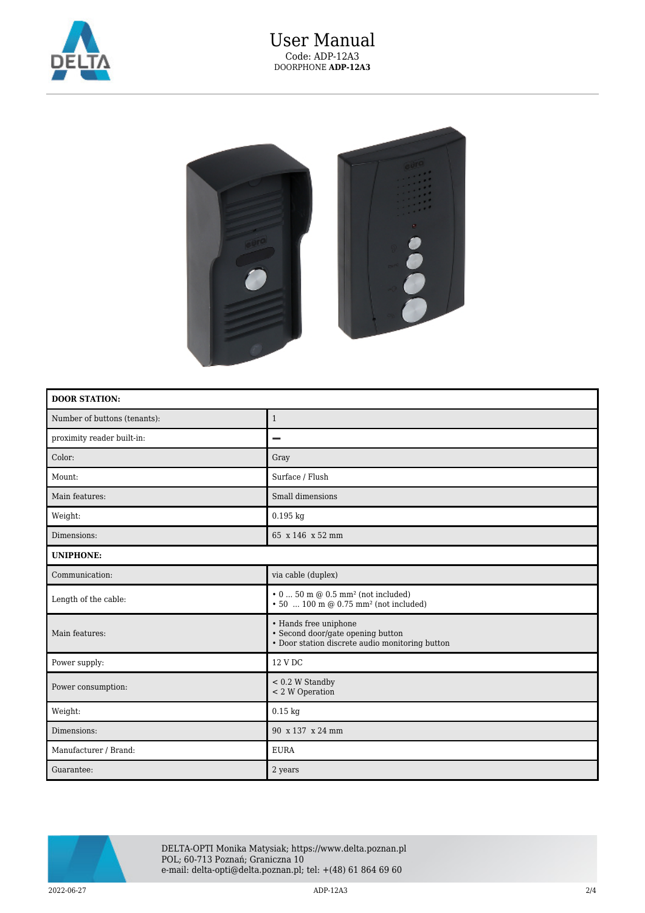# User Manual

Code: ADP-12A3

DOORPHONE **ADP-12A3**

| **DOOR STATION:** | |
| --- | --- |
| Number of buttons (tenants): | 1 |
| proximity reader built-in: | – |
| Color: | Gray |
| Mount: | Surface / Flush |
| Main features: | Small dimensions |
| Weight: | 0.195 kg |
| Dimensions: | 65 x 146 x 52 mm |
| **UNIPHONE:** | |
| Communication: | via cable (duplex) |
| Length of the cable: | • 0 ... 50 m @ 0.5 mm² (not included)<br>• 50 ... 100 m @ 0.75 mm² (not included) |
| Main features: | • Hands free uniphone<br>• Second door/gate opening button<br>• Door station discrete audio monitoring button |
| Power supply: | 12 V DC |
| Power consumption: | < 0.2 W Standby<br>< 2 W Operation |
| Weight: | 0.15 kg |
| Dimensions: | 90 x 137 x 24 mm |
| Manufacturer / Brand: | EURA |
| Guarantee: | 2 years |

DELTA-OPTI Monika Matysiak; https://www.delta.poznan.pl
POL; 60-713 Poznań; Graniczna 10
e-mail: delta-opti@delta.poznan.pl; tel: +(48) 61 864 69 60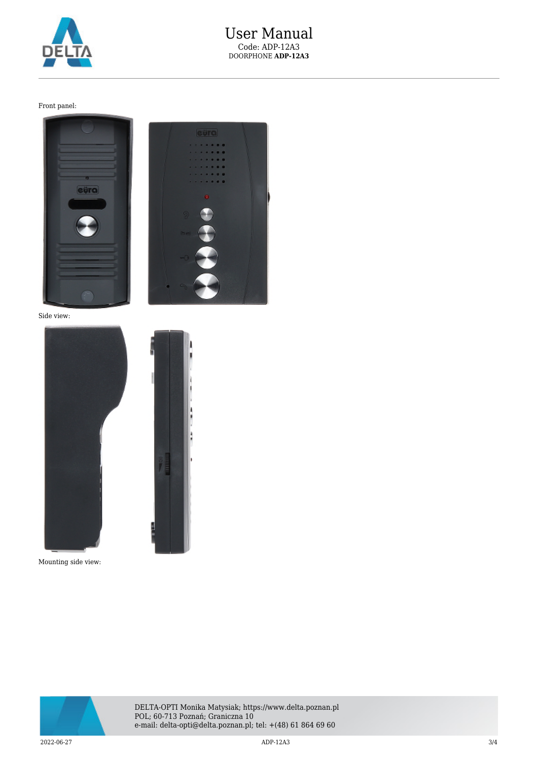Front panel:

Side view:

Mounting side view: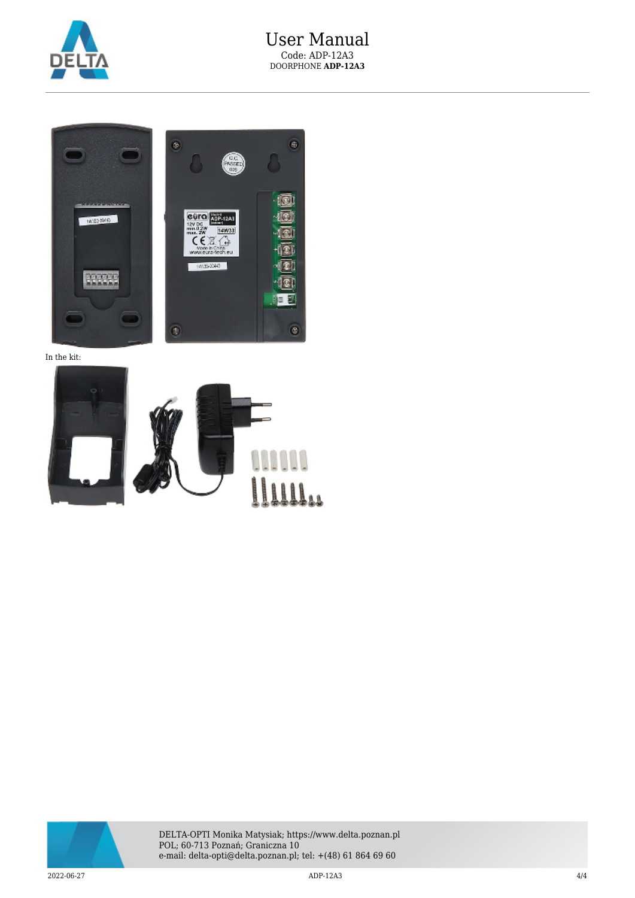In the kit: